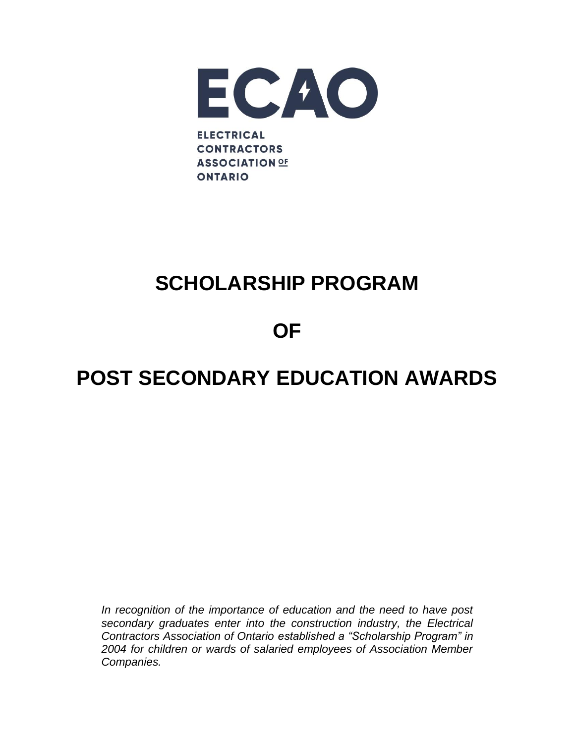ECAO

ELECTRICAL
CONTRACTORS
ASSOCIATION OF
ONTARIO

# SCHOLARSHIP PROGRAM

# OF

# POST SECONDARY EDUCATION AWARDS

*In recognition of the importance of education and the need to have post secondary graduates enter into the construction industry, the Electrical Contractors Association of Ontario established a "Scholarship Program" in 2004 for children or wards of salaried employees of Association Member Companies.*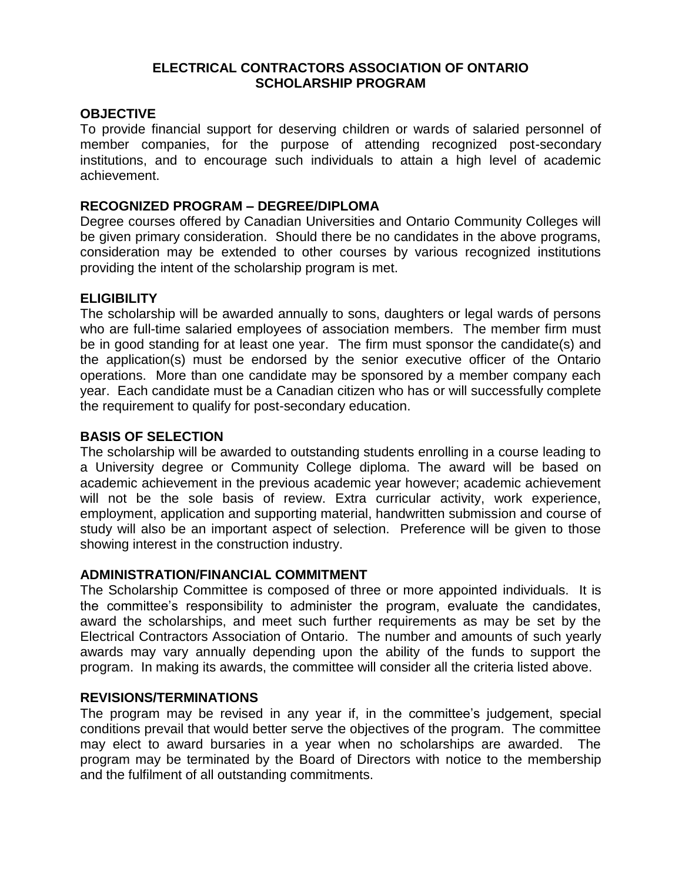# ELECTRICAL CONTRACTORS ASSOCIATION OF ONTARIO SCHOLARSHIP PROGRAM

## OBJECTIVE

To provide financial support for deserving children or wards of salaried personnel of member companies, for the purpose of attending recognized post-secondary institutions, and to encourage such individuals to attain a high level of academic achievement.

## RECOGNIZED PROGRAM – DEGREE/DIPLOMA

Degree courses offered by Canadian Universities and Ontario Community Colleges will be given primary consideration. Should there be no candidates in the above programs, consideration may be extended to other courses by various recognized institutions providing the intent of the scholarship program is met.

## ELIGIBILITY

The scholarship will be awarded annually to sons, daughters or legal wards of persons who are full-time salaried employees of association members. The member firm must be in good standing for at least one year. The firm must sponsor the candidate(s) and the application(s) must be endorsed by the senior executive officer of the Ontario operations. More than one candidate may be sponsored by a member company each year. Each candidate must be a Canadian citizen who has or will successfully complete the requirement to qualify for post-secondary education.

## BASIS OF SELECTION

The scholarship will be awarded to outstanding students enrolling in a course leading to a University degree or Community College diploma. The award will be based on academic achievement in the previous academic year however; academic achievement will not be the sole basis of review. Extra curricular activity, work experience, employment, application and supporting material, handwritten submission and course of study will also be an important aspect of selection. Preference will be given to those showing interest in the construction industry.

## ADMINISTRATION/FINANCIAL COMMITMENT

The Scholarship Committee is composed of three or more appointed individuals. It is the committee's responsibility to administer the program, evaluate the candidates, award the scholarships, and meet such further requirements as may be set by the Electrical Contractors Association of Ontario. The number and amounts of such yearly awards may vary annually depending upon the ability of the funds to support the program. In making its awards, the committee will consider all the criteria listed above.

## REVISIONS/TERMINATIONS

The program may be revised in any year if, in the committee's judgement, special conditions prevail that would better serve the objectives of the program. The committee may elect to award bursaries in a year when no scholarships are awarded. The program may be terminated by the Board of Directors with notice to the membership and the fulfilment of all outstanding commitments.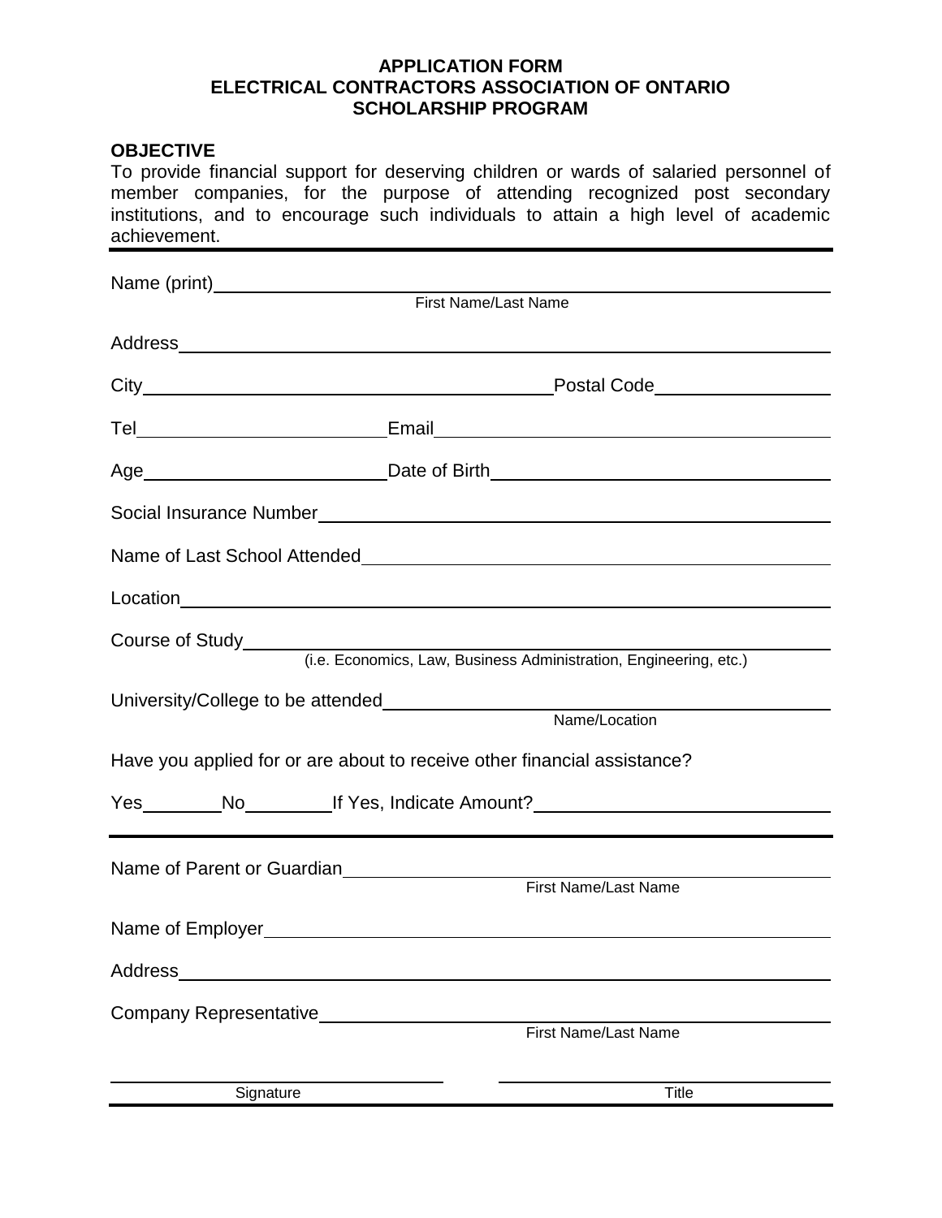# APPLICATION FORM
# ELECTRICAL CONTRACTORS ASSOCIATION OF ONTARIO
# SCHOLARSHIP PROGRAM

**OBJECTIVE**

To provide financial support for deserving children or wards of salaried personnel of member companies, for the purpose of attending recognized post secondary institutions, and to encourage such individuals to attain a high level of academic achievement.

---

Name (print)\_\_\_\_\_\_\_\_\_\_\_\_\_\_\_\_\_\_\_\_\_\_\_\_\_\_\_\_\_\_\_\_\_\_\_\_\_\_\_\_
First Name/Last Name

Address\_\_\_\_\_\_\_\_\_\_\_\_\_\_\_\_\_\_\_\_\_\_\_\_\_\_\_\_\_\_\_\_\_\_\_\_\_\_\_\_

City\_\_\_\_\_\_\_\_\_\_\_\_\_\_\_\_\_\_\_\_\_\_\_\_ Postal Code\_\_\_\_\_\_\_\_\_\_\_\_

Tel\_\_\_\_\_\_\_\_\_\_\_\_\_\_\_\_ Email\_\_\_\_\_\_\_\_\_\_\_\_\_\_\_\_\_\_\_\_\_\_\_\_

Age\_\_\_\_\_\_\_\_\_\_\_\_\_\_\_\_ Date of Birth\_\_\_\_\_\_\_\_\_\_\_\_\_\_\_\_\_\_\_\_\_\_\_\_

Social Insurance Number\_\_\_\_\_\_\_\_\_\_\_\_\_\_\_\_\_\_\_\_\_\_\_\_\_\_\_\_\_\_\_\_

Name of Last School Attended\_\_\_\_\_\_\_\_\_\_\_\_\_\_\_\_\_\_\_\_\_\_\_\_\_\_\_\_\_\_\_\_

Location\_\_\_\_\_\_\_\_\_\_\_\_\_\_\_\_\_\_\_\_\_\_\_\_\_\_\_\_\_\_\_\_\_\_\_\_\_\_\_\_

Course of Study\_\_\_\_\_\_\_\_\_\_\_\_\_\_\_\_\_\_\_\_\_\_\_\_\_\_\_\_\_\_\_\_\_\_\_\_\_\_\_\_
(i.e. Economics, Law, Business Administration, Engineering, etc.)

University/College to be attended\_\_\_\_\_\_\_\_\_\_\_\_\_\_\_\_\_\_\_\_\_\_\_\_\_\_\_\_\_\_\_\_
Name/Location

Have you applied for or are about to receive other financial assistance?

Yes\_\_\_\_\_\_\_\_ No\_\_\_\_\_\_\_\_ If Yes, Indicate Amount?\_\_\_\_\_\_\_\_\_\_\_\_\_\_\_\_\_\_\_\_\_\_\_\_

---

Name of Parent or Guardian\_\_\_\_\_\_\_\_\_\_\_\_\_\_\_\_\_\_\_\_\_\_\_\_\_\_\_\_\_\_\_\_
First Name/Last Name

Name of Employer\_\_\_\_\_\_\_\_\_\_\_\_\_\_\_\_\_\_\_\_\_\_\_\_\_\_\_\_\_\_\_\_\_\_\_\_\_\_\_\_

Address\_\_\_\_\_\_\_\_\_\_\_\_\_\_\_\_\_\_\_\_\_\_\_\_\_\_\_\_\_\_\_\_\_\_\_\_\_\_\_\_

Company Representative\_\_\_\_\_\_\_\_\_\_\_\_\_\_\_\_\_\_\_\_\_\_\_\_\_\_\_\_\_\_\_\_
First Name/Last Name

\_\_\_\_\_\_\_\_\_\_\_\_\_\_\_\_\_\_\_\_\_\_\_\_ \_\_\_\_\_\_\_\_\_\_\_\_\_\_\_\_\_\_\_\_\_\_\_\_
Signature Title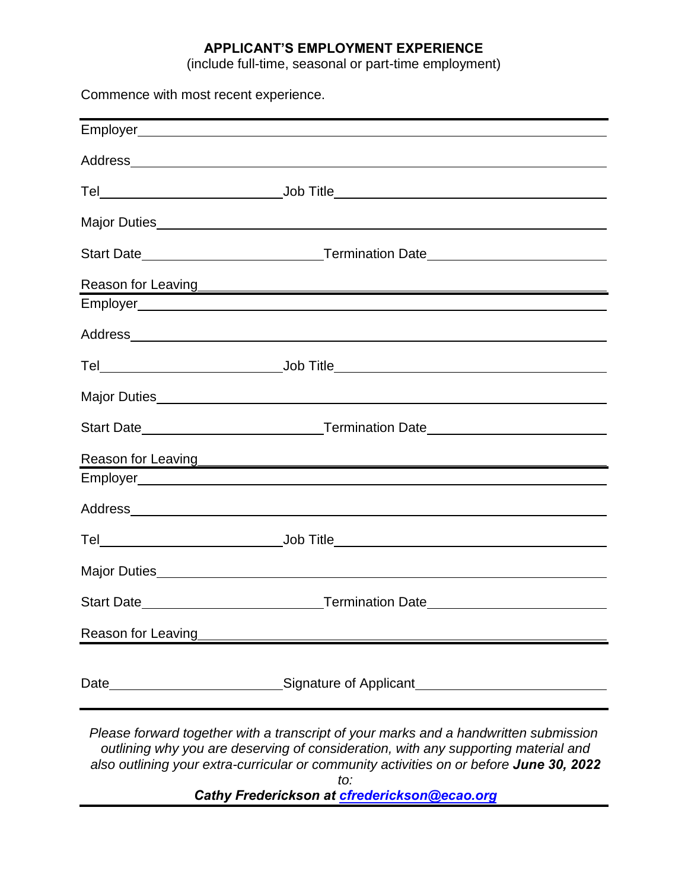## APPLICANT'S EMPLOYMENT EXPERIENCE

(include full-time, seasonal or part-time employment)

Commence with most recent experience.

---

Employer\_\_\_\_\_\_\_\_\_\_\_\_\_\_\_\_\_\_\_\_\_\_\_\_\_\_\_\_\_\_\_\_\_\_\_\_\_\_\_\_\_\_\_\_

Address\_\_\_\_\_\_\_\_\_\_\_\_\_\_\_\_\_\_\_\_\_\_\_\_\_\_\_\_\_\_\_\_\_\_\_\_\_\_\_\_\_\_\_\_

Tel\_\_\_\_\_\_\_\_\_\_\_\_\_\_\_\_\_\_\_\_ Job Title\_\_\_\_\_\_\_\_\_\_\_\_\_\_\_\_\_\_\_\_\_\_\_\_

Major Duties\_\_\_\_\_\_\_\_\_\_\_\_\_\_\_\_\_\_\_\_\_\_\_\_\_\_\_\_\_\_\_\_\_\_\_\_\_\_\_\_

Start Date\_\_\_\_\_\_\_\_\_\_\_\_\_\_\_\_\_\_\_\_ Termination Date\_\_\_\_\_\_\_\_\_\_\_\_\_\_\_\_\_\_\_\_

Reason for Leaving\_\_\_\_\_\_\_\_\_\_\_\_\_\_\_\_\_\_\_\_\_\_\_\_\_\_\_\_\_\_\_\_\_\_\_\_

---

Employer\_\_\_\_\_\_\_\_\_\_\_\_\_\_\_\_\_\_\_\_\_\_\_\_\_\_\_\_\_\_\_\_\_\_\_\_\_\_\_\_\_\_\_\_

Address\_\_\_\_\_\_\_\_\_\_\_\_\_\_\_\_\_\_\_\_\_\_\_\_\_\_\_\_\_\_\_\_\_\_\_\_\_\_\_\_\_\_\_\_

Tel\_\_\_\_\_\_\_\_\_\_\_\_\_\_\_\_\_\_\_\_ Job Title\_\_\_\_\_\_\_\_\_\_\_\_\_\_\_\_\_\_\_\_\_\_\_\_

Major Duties\_\_\_\_\_\_\_\_\_\_\_\_\_\_\_\_\_\_\_\_\_\_\_\_\_\_\_\_\_\_\_\_\_\_\_\_\_\_\_\_

Start Date\_\_\_\_\_\_\_\_\_\_\_\_\_\_\_\_\_\_\_\_ Termination Date\_\_\_\_\_\_\_\_\_\_\_\_\_\_\_\_\_\_\_\_

Reason for Leaving\_\_\_\_\_\_\_\_\_\_\_\_\_\_\_\_\_\_\_\_\_\_\_\_\_\_\_\_\_\_\_\_\_\_\_\_

---

Employer\_\_\_\_\_\_\_\_\_\_\_\_\_\_\_\_\_\_\_\_\_\_\_\_\_\_\_\_\_\_\_\_\_\_\_\_\_\_\_\_\_\_\_\_

Address\_\_\_\_\_\_\_\_\_\_\_\_\_\_\_\_\_\_\_\_\_\_\_\_\_\_\_\_\_\_\_\_\_\_\_\_\_\_\_\_\_\_\_\_

Tel\_\_\_\_\_\_\_\_\_\_\_\_\_\_\_\_\_\_\_\_ Job Title\_\_\_\_\_\_\_\_\_\_\_\_\_\_\_\_\_\_\_\_\_\_\_\_

Major Duties\_\_\_\_\_\_\_\_\_\_\_\_\_\_\_\_\_\_\_\_\_\_\_\_\_\_\_\_\_\_\_\_\_\_\_\_\_\_\_\_

Start Date\_\_\_\_\_\_\_\_\_\_\_\_\_\_\_\_\_\_\_\_ Termination Date\_\_\_\_\_\_\_\_\_\_\_\_\_\_\_\_\_\_\_\_

Reason for Leaving\_\_\_\_\_\_\_\_\_\_\_\_\_\_\_\_\_\_\_\_\_\_\_\_\_\_\_\_\_\_\_\_\_\_\_\_

---

Date\_\_\_\_\_\_\_\_\_\_\_\_\_\_\_\_\_\_\_\_ Signature of Applicant\_\_\_\_\_\_\_\_\_\_\_\_\_\_\_\_\_\_\_\_

---

*Please forward together with a transcript of your marks and a handwritten submission outlining why you are deserving of consideration, with any supporting material and also outlining your extra-curricular or community activities on or before* ***June 30, 2022*** *to:*

***Cathy Frederickson at [cfrederickson@ecao.org](mailto:cfrederickson@ecao.org)***